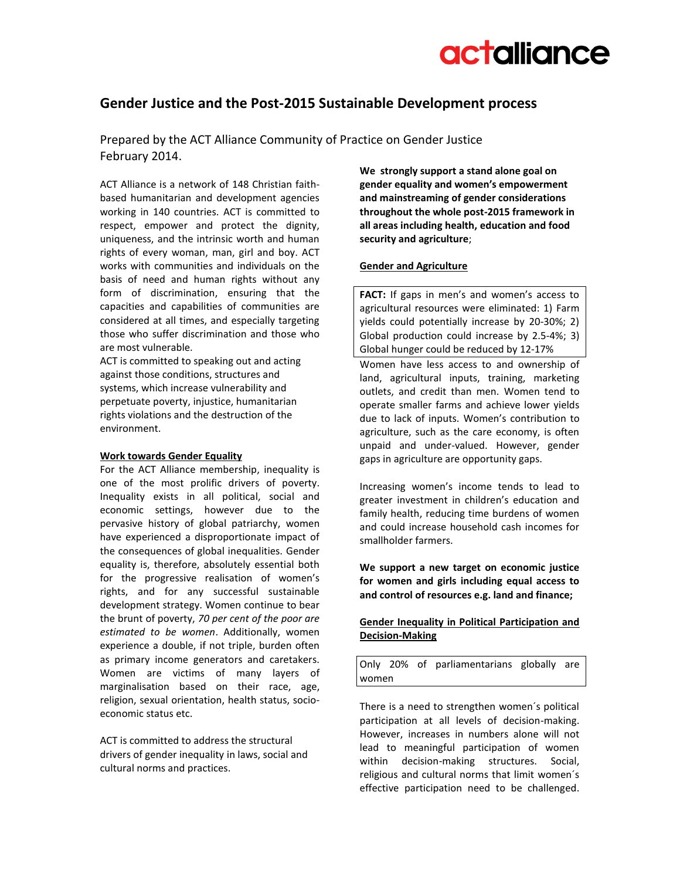# Gender Justice and the Post-2015 Sustainable Development process

Prepared by the ACT Alliance Community of Practice on Gender Justice
February 2014.

ACT Alliance is a network of 148 Christian faith-based humanitarian and development agencies working in 140 countries. ACT is committed to respect, empower and protect the dignity, uniqueness, and the intrinsic worth and human rights of every woman, man, girl and boy. ACT works with communities and individuals on the basis of need and human rights without any form of discrimination, ensuring that the capacities and capabilities of communities are considered at all times, and especially targeting those who suffer discrimination and those who are most vulnerable.
ACT is committed to speaking out and acting against those conditions, structures and systems, which increase vulnerability and perpetuate poverty, injustice, humanitarian rights violations and the destruction of the environment.

**Work towards Gender Equality**

For the ACT Alliance membership, inequality is one of the most prolific drivers of poverty. Inequality exists in all political, social and economic settings, however due to the pervasive history of global patriarchy, women have experienced a disproportionate impact of the consequences of global inequalities. Gender equality is, therefore, absolutely essential both for the progressive realisation of women's rights, and for any successful sustainable development strategy. Women continue to bear the brunt of poverty, *70 per cent of the poor are estimated to be women*. Additionally, women experience a double, if not triple, burden often as primary income generators and caretakers. Women are victims of many layers of marginalisation based on their race, age, religion, sexual orientation, health status, socio-economic status etc.

ACT is committed to address the structural drivers of gender inequality in laws, social and cultural norms and practices.

**We strongly support a stand alone goal on gender equality and women's empowerment and mainstreaming of gender considerations throughout the whole post-2015 framework in all areas including health, education and food security and agriculture**;

**Gender and Agriculture**

**FACT:** If gaps in men's and women's access to agricultural resources were eliminated: 1) Farm yields could potentially increase by 20-30%; 2) Global production could increase by 2.5-4%; 3) Global hunger could be reduced by 12-17%

Women have less access to and ownership of land, agricultural inputs, training, marketing outlets, and credit than men. Women tend to operate smaller farms and achieve lower yields due to lack of inputs. Women's contribution to agriculture, such as the care economy, is often unpaid and under-valued. However, gender gaps in agriculture are opportunity gaps.

Increasing women's income tends to lead to greater investment in children's education and family health, reducing time burdens of women and could increase household cash incomes for smallholder farmers.

**We support a new target on economic justice for women and girls including equal access to and control of resources e.g. land and finance;**

**Gender Inequality in Political Participation and Decision-Making**

Only 20% of parliamentarians globally are women

There is a need to strengthen women´s political participation at all levels of decision-making. However, increases in numbers alone will not lead to meaningful participation of women within decision-making structures. Social, religious and cultural norms that limit women´s effective participation need to be challenged.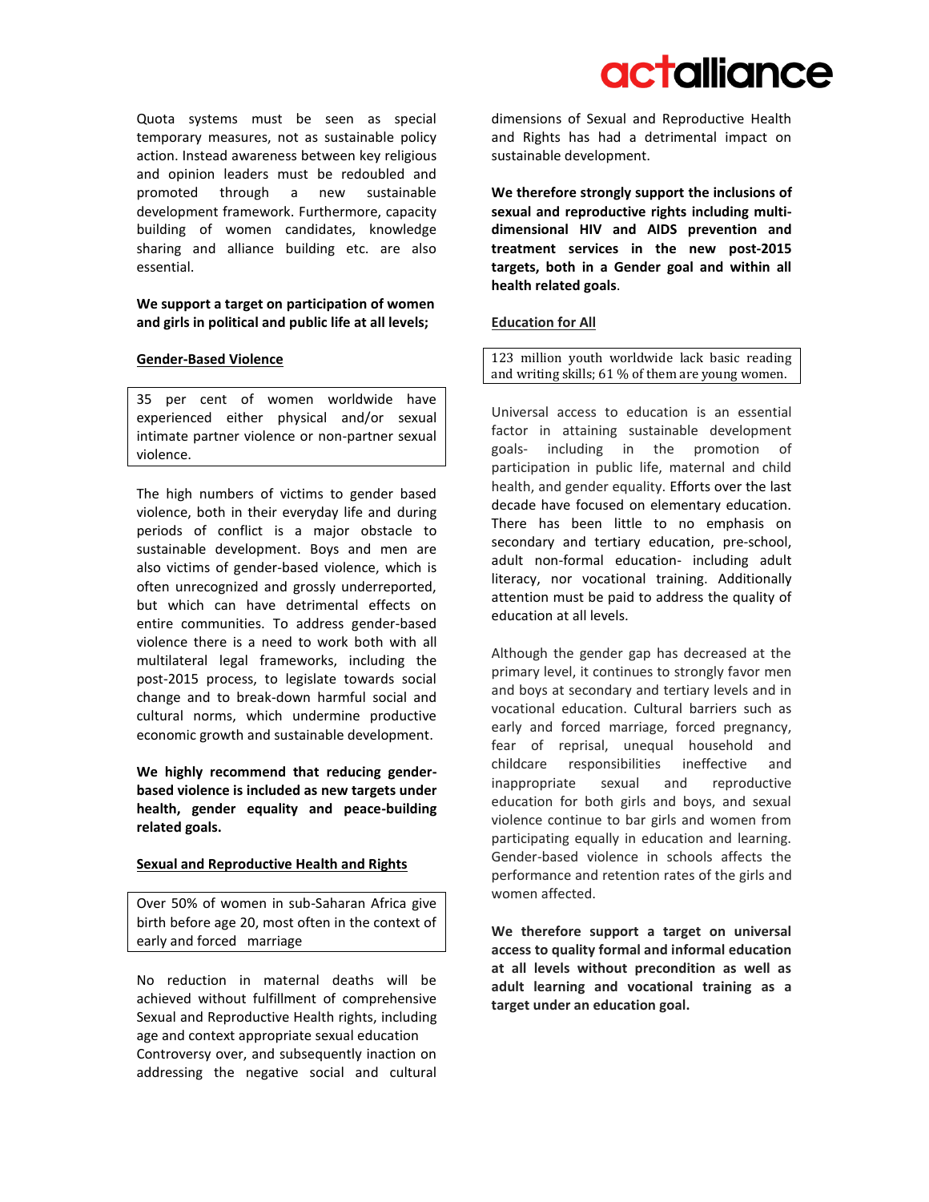Quota systems must be seen as special temporary measures, not as sustainable policy action. Instead awareness between key religious and opinion leaders must be redoubled and promoted through a new sustainable development framework. Furthermore, capacity building of women candidates, knowledge sharing and alliance building etc. are also essential.

**We support a target on participation of women and girls in political and public life at all levels;**

## Gender-Based Violence

35 per cent of women worldwide have experienced either physical and/or sexual intimate partner violence or non-partner sexual violence.

The high numbers of victims to gender based violence, both in their everyday life and during periods of conflict is a major obstacle to sustainable development. Boys and men are also victims of gender-based violence, which is often unrecognized and grossly underreported, but which can have detrimental effects on entire communities. To address gender-based violence there is a need to work both with all multilateral legal frameworks, including the post-2015 process, to legislate towards social change and to break-down harmful social and cultural norms, which undermine productive economic growth and sustainable development.

**We highly recommend that reducing gender-based violence is included as new targets under health, gender equality and peace-building related goals.**

## Sexual and Reproductive Health and Rights

Over 50% of women in sub-Saharan Africa give birth before age 20, most often in the context of early and forced marriage

No reduction in maternal deaths will be achieved without fulfillment of comprehensive Sexual and Reproductive Health rights, including age and context appropriate sexual education Controversy over, and subsequently inaction on addressing the negative social and cultural dimensions of Sexual and Reproductive Health and Rights has had a detrimental impact on sustainable development.

**We therefore strongly support the inclusions of sexual and reproductive rights including multi-dimensional HIV and AIDS prevention and treatment services in the new post-2015 targets, both in a Gender goal and within all health related goals.**

## Education for All

123 million youth worldwide lack basic reading and writing skills; 61 % of them are young women.

Universal access to education is an essential factor in attaining sustainable development goals- including in the promotion of participation in public life, maternal and child health, and gender equality. Efforts over the last decade have focused on elementary education. There has been little to no emphasis on secondary and tertiary education, pre-school, adult non-formal education- including adult literacy, nor vocational training. Additionally attention must be paid to address the quality of education at all levels.

Although the gender gap has decreased at the primary level, it continues to strongly favor men and boys at secondary and tertiary levels and in vocational education. Cultural barriers such as early and forced marriage, forced pregnancy, fear of reprisal, unequal household and childcare responsibilities ineffective and inappropriate sexual and reproductive education for both girls and boys, and sexual violence continue to bar girls and women from participating equally in education and learning. Gender-based violence in schools affects the performance and retention rates of the girls and women affected.

**We therefore support a target on universal access to quality formal and informal education at all levels without precondition as well as adult learning and vocational training as a target under an education goal.**